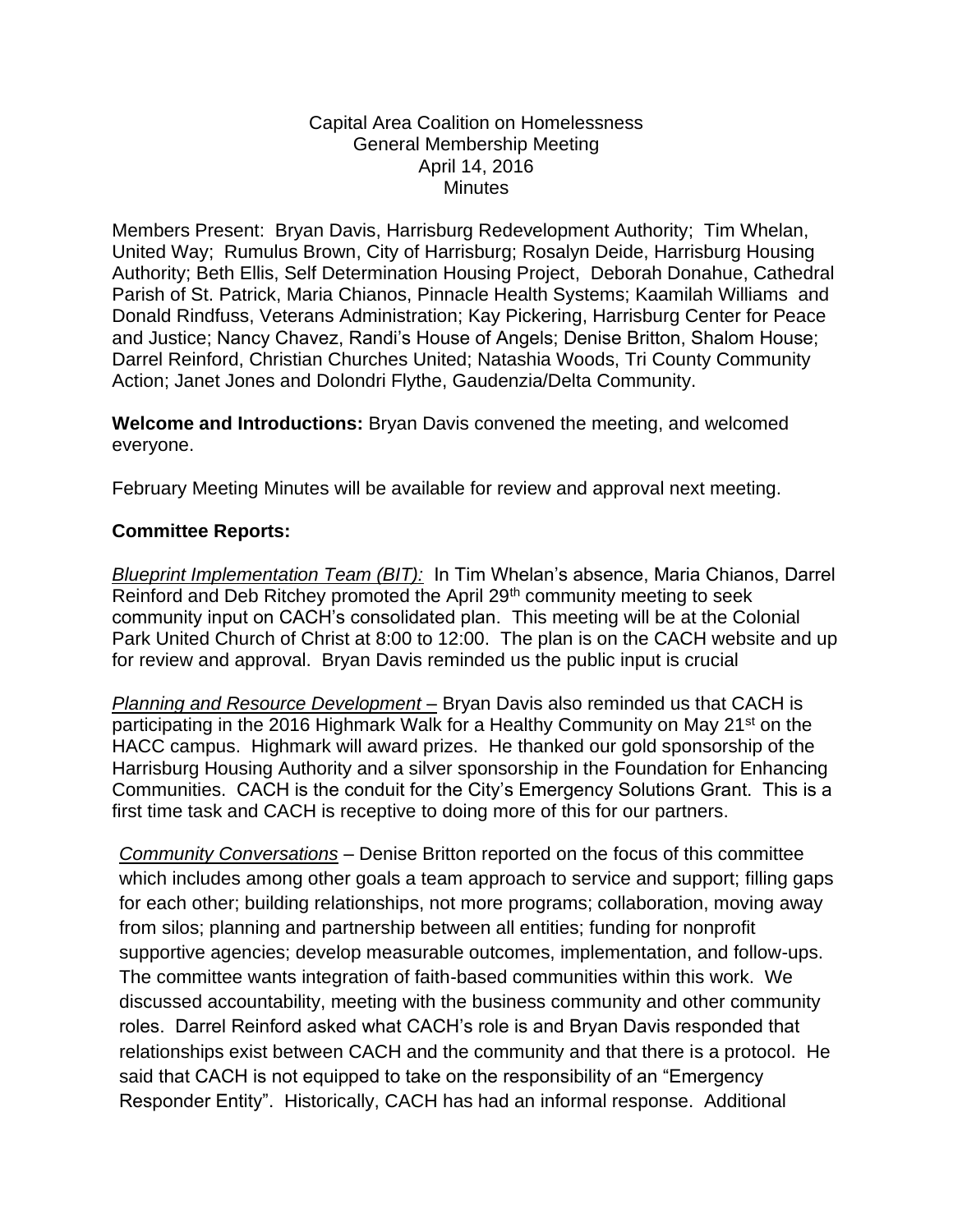Capital Area Coalition on Homelessness
General Membership Meeting
April 14, 2016
Minutes

Members Present: Bryan Davis, Harrisburg Redevelopment Authority; Tim Whelan, United Way; Rumulus Brown, City of Harrisburg; Rosalyn Deide, Harrisburg Housing Authority; Beth Ellis, Self Determination Housing Project, Deborah Donahue, Cathedral Parish of St. Patrick, Maria Chianos, Pinnacle Health Systems; Kaamilah Williams and Donald Rindfuss, Veterans Administration; Kay Pickering, Harrisburg Center for Peace and Justice; Nancy Chavez, Randi's House of Angels; Denise Britton, Shalom House; Darrel Reinford, Christian Churches United; Natashia Woods, Tri County Community Action; Janet Jones and Dolondri Flythe, Gaudenzia/Delta Community.

**Welcome and Introductions:** Bryan Davis convened the meeting, and welcomed everyone.

February Meeting Minutes will be available for review and approval next meeting.

**Committee Reports:**

*Blueprint Implementation Team (BIT):* In Tim Whelan's absence, Maria Chianos, Darrel Reinford and Deb Ritchey promoted the April 29th community meeting to seek community input on CACH's consolidated plan. This meeting will be at the Colonial Park United Church of Christ at 8:00 to 12:00. The plan is on the CACH website and up for review and approval. Bryan Davis reminded us the public input is crucial

*Planning and Resource Development* – Bryan Davis also reminded us that CACH is participating in the 2016 Highmark Walk for a Healthy Community on May 21st on the HACC campus. Highmark will award prizes. He thanked our gold sponsorship of the Harrisburg Housing Authority and a silver sponsorship in the Foundation for Enhancing Communities. CACH is the conduit for the City's Emergency Solutions Grant. This is a first time task and CACH is receptive to doing more of this for our partners.

*Community Conversations* – Denise Britton reported on the focus of this committee which includes among other goals a team approach to service and support; filling gaps for each other; building relationships, not more programs; collaboration, moving away from silos; planning and partnership between all entities; funding for nonprofit supportive agencies; develop measurable outcomes, implementation, and follow-ups. The committee wants integration of faith-based communities within this work. We discussed accountability, meeting with the business community and other community roles. Darrel Reinford asked what CACH's role is and Bryan Davis responded that relationships exist between CACH and the community and that there is a protocol. He said that CACH is not equipped to take on the responsibility of an "Emergency Responder Entity". Historically, CACH has had an informal response. Additional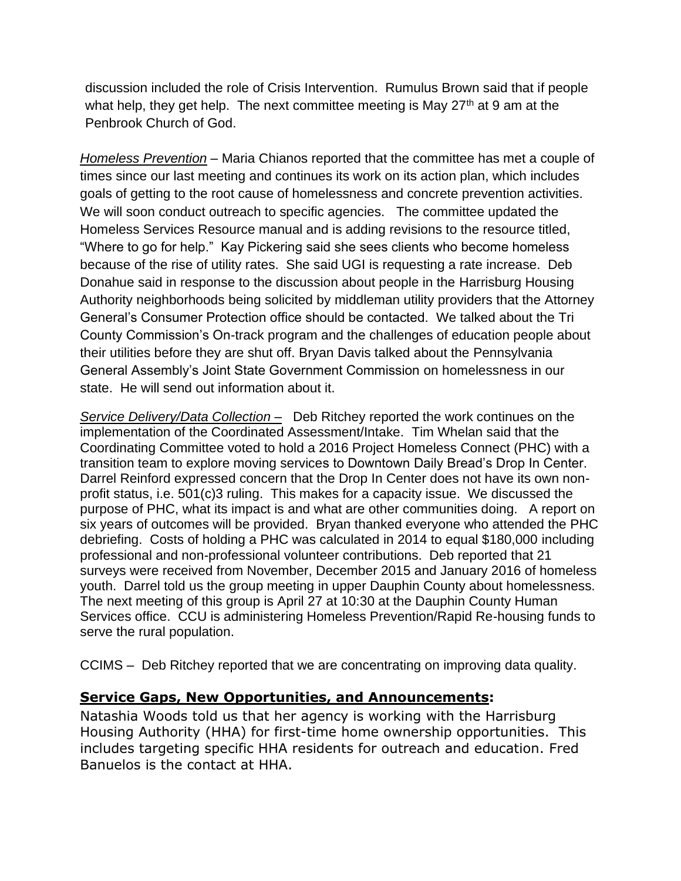discussion included the role of Crisis Intervention. Rumulus Brown said that if people what help, they get help. The next committee meeting is May 27th at 9 am at the Penbrook Church of God.

*Homeless Prevention* – Maria Chianos reported that the committee has met a couple of times since our last meeting and continues its work on its action plan, which includes goals of getting to the root cause of homelessness and concrete prevention activities. We will soon conduct outreach to specific agencies. The committee updated the Homeless Services Resource manual and is adding revisions to the resource titled, "Where to go for help." Kay Pickering said she sees clients who become homeless because of the rise of utility rates. She said UGI is requesting a rate increase. Deb Donahue said in response to the discussion about people in the Harrisburg Housing Authority neighborhoods being solicited by middleman utility providers that the Attorney General's Consumer Protection office should be contacted. We talked about the Tri County Commission's On-track program and the challenges of education people about their utilities before they are shut off. Bryan Davis talked about the Pennsylvania General Assembly's Joint State Government Commission on homelessness in our state. He will send out information about it.

*Service Delivery/Data Collection* – Deb Ritchey reported the work continues on the implementation of the Coordinated Assessment/Intake. Tim Whelan said that the Coordinating Committee voted to hold a 2016 Project Homeless Connect (PHC) with a transition team to explore moving services to Downtown Daily Bread's Drop In Center. Darrel Reinford expressed concern that the Drop In Center does not have its own non-profit status, i.e. 501(c)3 ruling. This makes for a capacity issue. We discussed the purpose of PHC, what its impact is and what are other communities doing. A report on six years of outcomes will be provided. Bryan thanked everyone who attended the PHC debriefing. Costs of holding a PHC was calculated in 2014 to equal $180,000 including professional and non-professional volunteer contributions. Deb reported that 21 surveys were received from November, December 2015 and January 2016 of homeless youth. Darrel told us the group meeting in upper Dauphin County about homelessness. The next meeting of this group is April 27 at 10:30 at the Dauphin County Human Services office. CCU is administering Homeless Prevention/Rapid Re-housing funds to serve the rural population.

CCIMS – Deb Ritchey reported that we are concentrating on improving data quality.

## **Service Gaps, New Opportunities, and Announcements:**

Natashia Woods told us that her agency is working with the Harrisburg Housing Authority (HHA) for first-time home ownership opportunities. This includes targeting specific HHA residents for outreach and education. Fred Banuelos is the contact at HHA.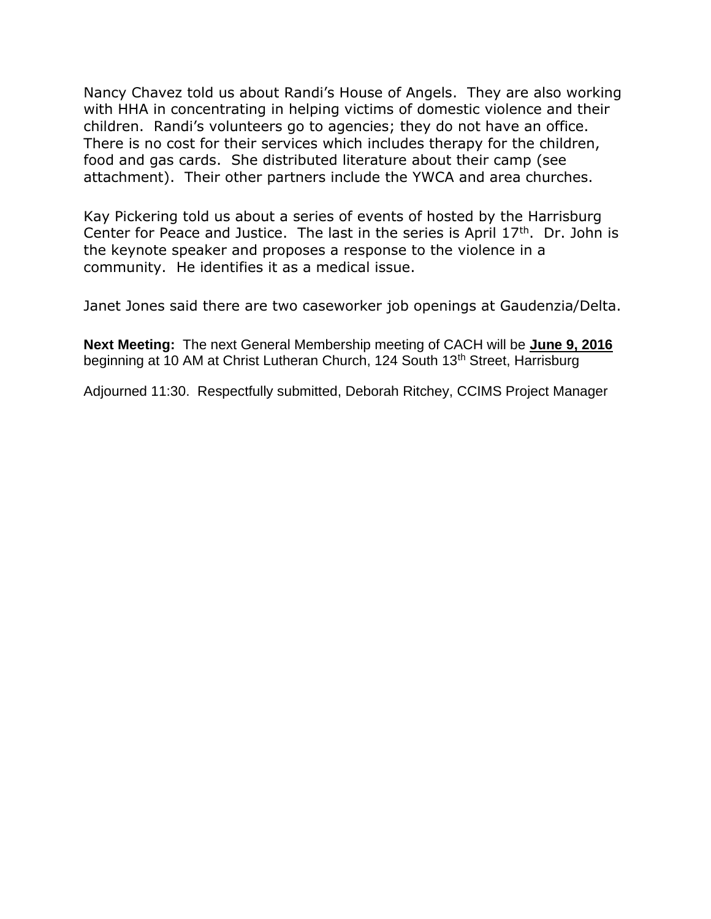Nancy Chavez told us about Randi's House of Angels. They are also working with HHA in concentrating in helping victims of domestic violence and their children. Randi's volunteers go to agencies; they do not have an office. There is no cost for their services which includes therapy for the children, food and gas cards. She distributed literature about their camp (see attachment). Their other partners include the YWCA and area churches.

Kay Pickering told us about a series of events of hosted by the Harrisburg Center for Peace and Justice. The last in the series is April 17th. Dr. John is the keynote speaker and proposes a response to the violence in a community. He identifies it as a medical issue.

Janet Jones said there are two caseworker job openings at Gaudenzia/Delta.

**Next Meeting:** The next General Membership meeting of CACH will be **June 9, 2016** beginning at 10 AM at Christ Lutheran Church, 124 South 13th Street, Harrisburg

Adjourned 11:30. Respectfully submitted, Deborah Ritchey, CCIMS Project Manager